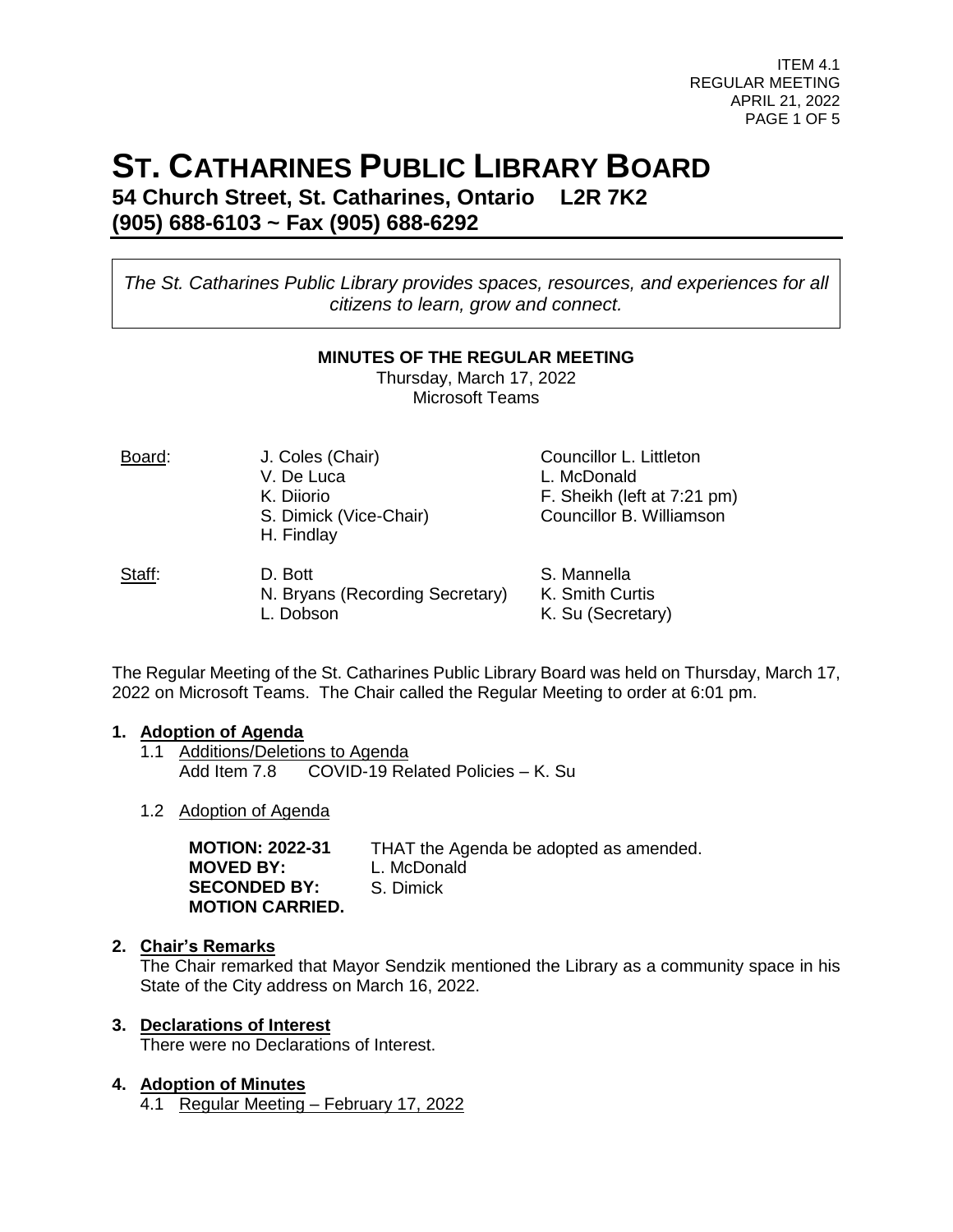# ST. CATHARINES PUBLIC LIBRARY BOARD

## 54 Church Street, St. Catharines, Ontario L2R 7K2
## (905) 688-6103 ~ Fax (905) 688-6292

*The St. Catharines Public Library provides spaces, resources, and experiences for all citizens to learn, grow and connect.*

**MINUTES OF THE REGULAR MEETING**
Thursday, March 17, 2022
Microsoft Teams

| | | |
|---|---|---|
| Board: | J. Coles (Chair) | Councillor L. Littleton |
| | V. De Luca | L. McDonald |
| | K. Diiorio | F. Sheikh (left at 7:21 pm) |
| | S. Dimick (Vice-Chair) | Councillor B. Williamson |
| | H. Findlay | |
| Staff: | D. Bott | S. Mannella |
| | N. Bryans (Recording Secretary) | K. Smith Curtis |
| | L. Dobson | K. Su (Secretary) |

The Regular Meeting of the St. Catharines Public Library Board was held on Thursday, March 17, 2022 on Microsoft Teams. The Chair called the Regular Meeting to order at 6:01 pm.

**1. Adoption of Agenda**

1.1 Additions/Deletions to Agenda
Add Item 7.8 COVID-19 Related Policies – K. Su

1.2 Adoption of Agenda

**MOTION: 2022-31** THAT the Agenda be adopted as amended.
**MOVED BY:** L. McDonald
**SECONDED BY:** S. Dimick
**MOTION CARRIED.**

**2. Chair's Remarks**

The Chair remarked that Mayor Sendzik mentioned the Library as a community space in his State of the City address on March 16, 2022.

**3. Declarations of Interest**

There were no Declarations of Interest.

**4. Adoption of Minutes**

4.1 Regular Meeting – February 17, 2022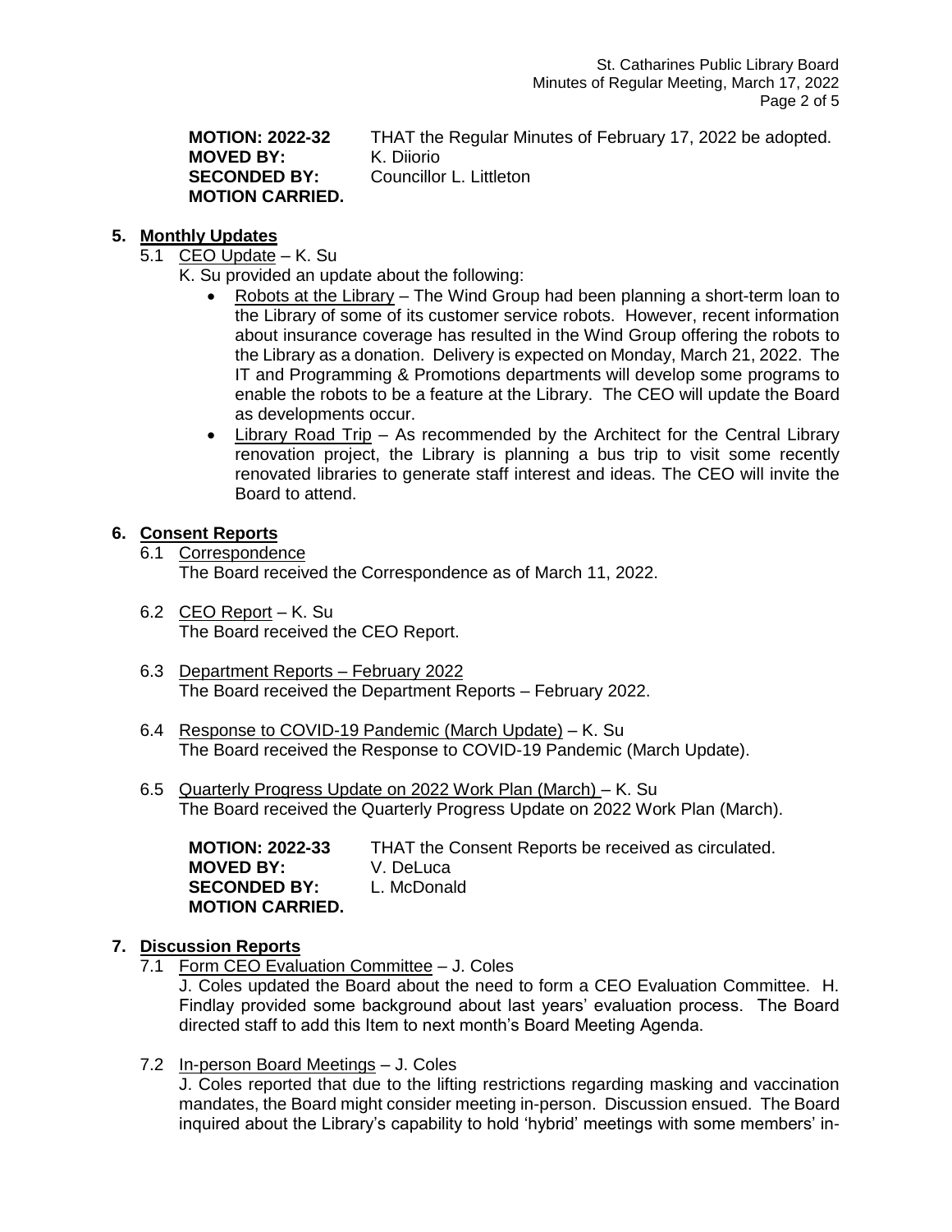**MOTION: 2022-32** THAT the Regular Minutes of February 17, 2022 be adopted.
**MOVED BY:** K. Diiorio
**SECONDED BY:** Councillor L. Littleton
**MOTION CARRIED.**

## 5. Monthly Updates

5.1 CEO Update – K. Su

K. Su provided an update about the following:

- Robots at the Library – The Wind Group had been planning a short-term loan to the Library of some of its customer service robots. However, recent information about insurance coverage has resulted in the Wind Group offering the robots to the Library as a donation. Delivery is expected on Monday, March 21, 2022. The IT and Programming & Promotions departments will develop some programs to enable the robots to be a feature at the Library. The CEO will update the Board as developments occur.
- Library Road Trip – As recommended by the Architect for the Central Library renovation project, the Library is planning a bus trip to visit some recently renovated libraries to generate staff interest and ideas. The CEO will invite the Board to attend.

## 6. Consent Reports

6.1 Correspondence
The Board received the Correspondence as of March 11, 2022.

6.2 CEO Report – K. Su
The Board received the CEO Report.

6.3 Department Reports – February 2022
The Board received the Department Reports – February 2022.

6.4 Response to COVID-19 Pandemic (March Update) – K. Su
The Board received the Response to COVID-19 Pandemic (March Update).

6.5 Quarterly Progress Update on 2022 Work Plan (March) – K. Su
The Board received the Quarterly Progress Update on 2022 Work Plan (March).

**MOTION: 2022-33** THAT the Consent Reports be received as circulated.
**MOVED BY:** V. DeLuca
**SECONDED BY:** L. McDonald
**MOTION CARRIED.**

## 7. Discussion Reports

7.1 Form CEO Evaluation Committee – J. Coles
J. Coles updated the Board about the need to form a CEO Evaluation Committee. H. Findlay provided some background about last years' evaluation process. The Board directed staff to add this Item to next month's Board Meeting Agenda.

7.2 In-person Board Meetings – J. Coles
J. Coles reported that due to the lifting restrictions regarding masking and vaccination mandates, the Board might consider meeting in-person. Discussion ensued. The Board inquired about the Library's capability to hold 'hybrid' meetings with some members' in-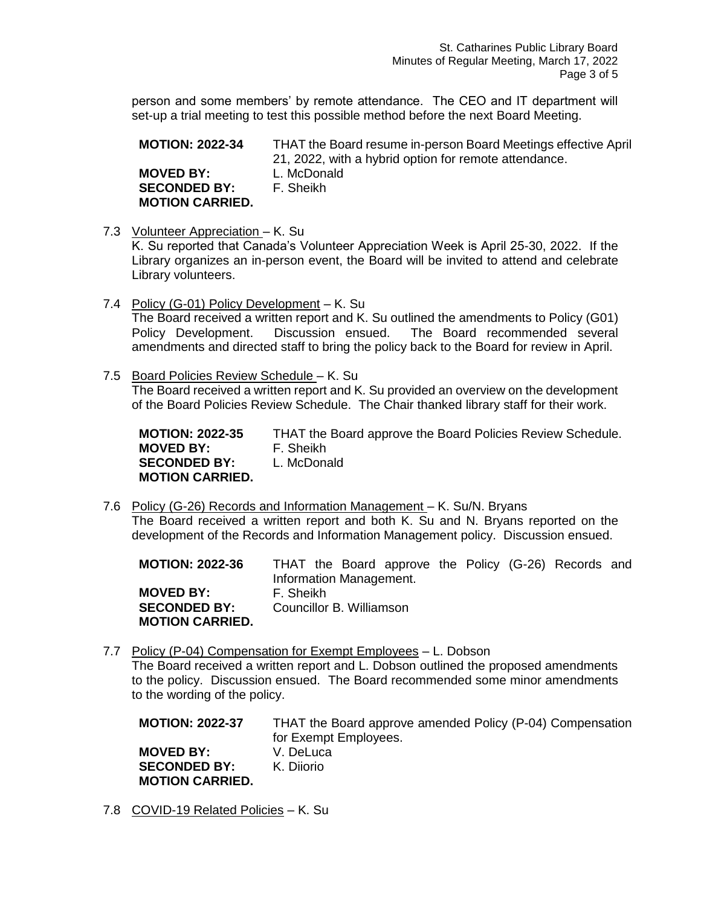person and some members' by remote attendance. The CEO and IT department will set-up a trial meeting to test this possible method before the next Board Meeting.

**MOTION: 2022-34** THAT the Board resume in-person Board Meetings effective April 21, 2022, with a hybrid option for remote attendance.
**MOVED BY:** L. McDonald
**SECONDED BY:** F. Sheikh
**MOTION CARRIED.**

7.3 Volunteer Appreciation – K. Su
K. Su reported that Canada's Volunteer Appreciation Week is April 25-30, 2022. If the Library organizes an in-person event, the Board will be invited to attend and celebrate Library volunteers.

7.4 Policy (G-01) Policy Development – K. Su
The Board received a written report and K. Su outlined the amendments to Policy (G01) Policy Development. Discussion ensued. The Board recommended several amendments and directed staff to bring the policy back to the Board for review in April.

7.5 Board Policies Review Schedule – K. Su
The Board received a written report and K. Su provided an overview on the development of the Board Policies Review Schedule. The Chair thanked library staff for their work.

**MOTION: 2022-35** THAT the Board approve the Board Policies Review Schedule.
**MOVED BY:** F. Sheikh
**SECONDED BY:** L. McDonald
**MOTION CARRIED.**

7.6 Policy (G-26) Records and Information Management – K. Su/N. Bryans
The Board received a written report and both K. Su and N. Bryans reported on the development of the Records and Information Management policy. Discussion ensued.

**MOTION: 2022-36** THAT the Board approve the Policy (G-26) Records and Information Management.
**MOVED BY:** F. Sheikh
**SECONDED BY:** Councillor B. Williamson
**MOTION CARRIED.**

7.7 Policy (P-04) Compensation for Exempt Employees – L. Dobson
The Board received a written report and L. Dobson outlined the proposed amendments to the policy. Discussion ensued. The Board recommended some minor amendments to the wording of the policy.

**MOTION: 2022-37** THAT the Board approve amended Policy (P-04) Compensation for Exempt Employees.
**MOVED BY:** V. DeLuca
**SECONDED BY:** K. Diiorio
**MOTION CARRIED.**

7.8 COVID-19 Related Policies – K. Su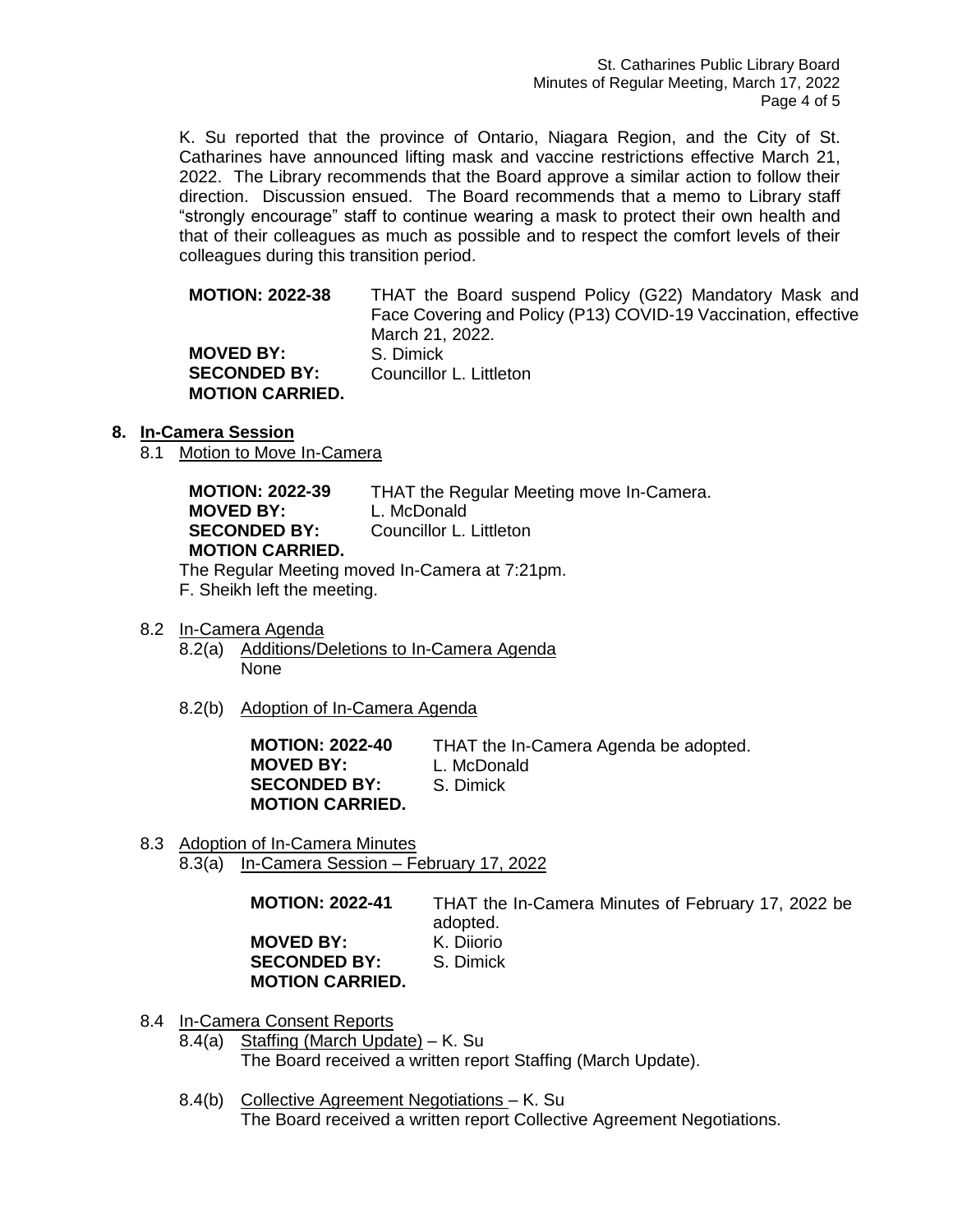K. Su reported that the province of Ontario, Niagara Region, and the City of St. Catharines have announced lifting mask and vaccine restrictions effective March 21, 2022. The Library recommends that the Board approve a similar action to follow their direction. Discussion ensued. The Board recommends that a memo to Library staff "strongly encourage" staff to continue wearing a mask to protect their own health and that of their colleagues as much as possible and to respect the comfort levels of their colleagues during this transition period.

**MOTION: 2022-38** THAT the Board suspend Policy (G22) Mandatory Mask and Face Covering and Policy (P13) COVID-19 Vaccination, effective March 21, 2022.
**MOVED BY:** S. Dimick
**SECONDED BY:** Councillor L. Littleton
**MOTION CARRIED.**

## 8. In-Camera Session

8.1 Motion to Move In-Camera

**MOTION: 2022-39** THAT the Regular Meeting move In-Camera.
**MOVED BY:** L. McDonald
**SECONDED BY:** Councillor L. Littleton
**MOTION CARRIED.**

The Regular Meeting moved In-Camera at 7:21pm.
F. Sheikh left the meeting.

8.2 In-Camera Agenda

8.2(a) Additions/Deletions to In-Camera Agenda
None

8.2(b) Adoption of In-Camera Agenda

**MOTION: 2022-40** THAT the In-Camera Agenda be adopted.
**MOVED BY:** L. McDonald
**SECONDED BY:** S. Dimick
**MOTION CARRIED.**

8.3 Adoption of In-Camera Minutes

8.3(a) In-Camera Session – February 17, 2022

**MOTION: 2022-41** THAT the In-Camera Minutes of February 17, 2022 be adopted.
**MOVED BY:** K. Diiorio
**SECONDED BY:** S. Dimick
**MOTION CARRIED.**

8.4 In-Camera Consent Reports

8.4(a) Staffing (March Update) – K. Su
The Board received a written report Staffing (March Update).

8.4(b) Collective Agreement Negotiations – K. Su
The Board received a written report Collective Agreement Negotiations.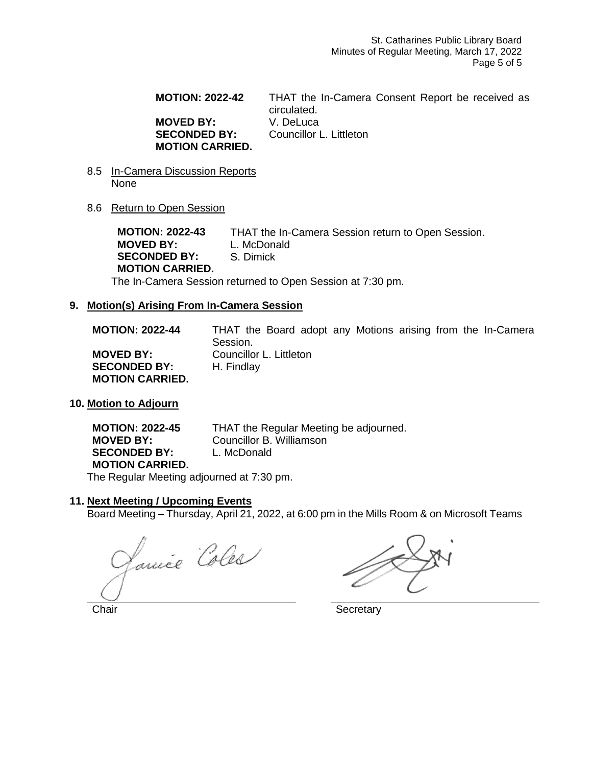**MOTION: 2022-42** THAT the In-Camera Consent Report be received as circulated.
**MOVED BY:** V. DeLuca
**SECONDED BY:** Councillor L. Littleton
**MOTION CARRIED.**

8.5 In-Camera Discussion Reports
None

8.6 Return to Open Session

**MOTION: 2022-43** THAT the In-Camera Session return to Open Session.
**MOVED BY:** L. McDonald
**SECONDED BY:** S. Dimick
**MOTION CARRIED.**

The In-Camera Session returned to Open Session at 7:30 pm.

## 9. Motion(s) Arising From In-Camera Session

**MOTION: 2022-44** THAT the Board adopt any Motions arising from the In-Camera Session.
**MOVED BY:** Councillor L. Littleton
**SECONDED BY:** H. Findlay
**MOTION CARRIED.**

## 10. Motion to Adjourn

**MOTION: 2022-45** THAT the Regular Meeting be adjourned.
**MOVED BY:** Councillor B. Williamson
**SECONDED BY:** L. McDonald
**MOTION CARRIED.**

The Regular Meeting adjourned at 7:30 pm.

## 11. Next Meeting / Upcoming Events

Board Meeting – Thursday, April 21, 2022, at 6:00 pm in the Mills Room & on Microsoft Teams

Janice Coles

Chair

Secretary